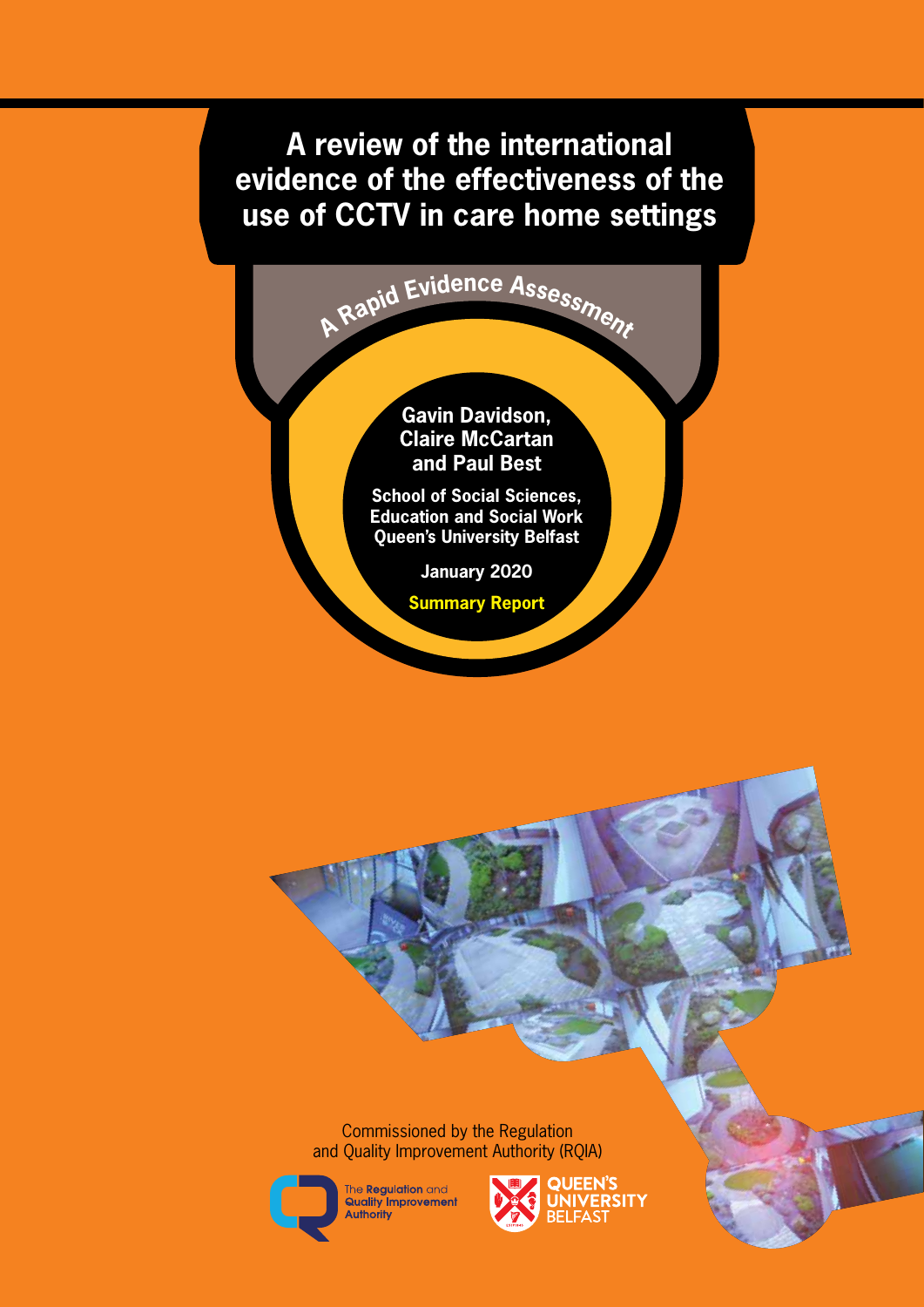# A review of the international evidence of the effectiveness of the use of CCTV in care home settings

## A Rapid Evidence Assessment

**Gavin Davidson, Claire McCartan and Paul Best**

**School of Social Sciences, Education and Social Work**
**Queen's University Belfast**

**January 2020**

**Summary Report**

Commissioned by the Regulation and Quality Improvement Authority (RQIA)

The Regulation and Quality Improvement Authority

Queen's University Belfast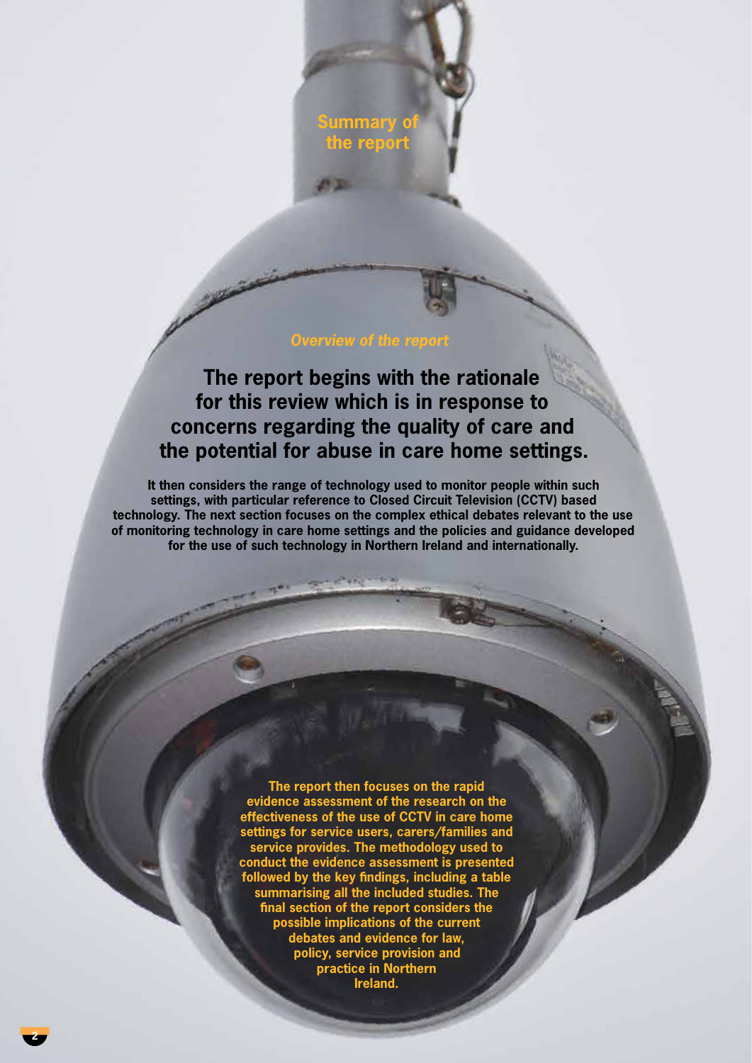# Summary of the report

### *Overview of the report*

**The report begins with the rationale for this review which is in response to concerns regarding the quality of care and the potential for abuse in care home settings.**

**It then considers the range of technology used to monitor people within such settings, with particular reference to Closed Circuit Television (CCTV) based technology. The next section focuses on the complex ethical debates relevant to the use of monitoring technology in care home settings and the policies and guidance developed for the use of such technology in Northern Ireland and internationally.**

**The report then focuses on the rapid evidence assessment of the research on the effectiveness of the use of CCTV in care home settings for service users, carers/families and service provides. The methodology used to conduct the evidence assessment is presented followed by the key findings, including a table summarising all the included studies. The final section of the report considers the possible implications of the current debates and evidence for law, policy, service provision and practice in Northern Ireland.**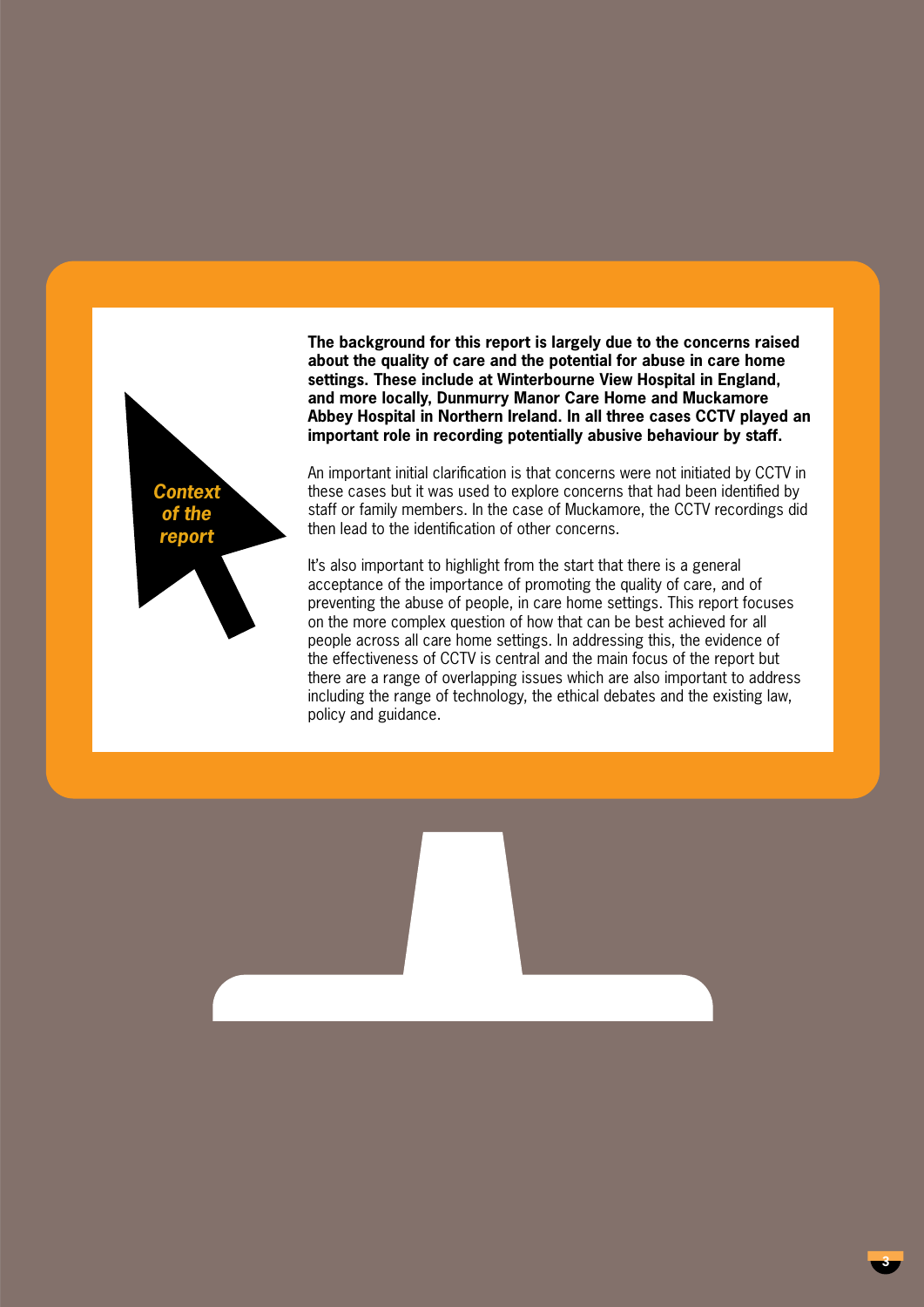## *Context of the report*

**The background for this report is largely due to the concerns raised about the quality of care and the potential for abuse in care home settings. These include at Winterbourne View Hospital in England, and more locally, Dunmurry Manor Care Home and Muckamore Abbey Hospital in Northern Ireland. In all three cases CCTV played an important role in recording potentially abusive behaviour by staff.**

An important initial clarification is that concerns were not initiated by CCTV in these cases but it was used to explore concerns that had been identified by staff or family members. In the case of Muckamore, the CCTV recordings did then lead to the identification of other concerns.

It's also important to highlight from the start that there is a general acceptance of the importance of promoting the quality of care, and of preventing the abuse of people, in care home settings. This report focuses on the more complex question of how that can be best achieved for all people across all care home settings. In addressing this, the evidence of the effectiveness of CCTV is central and the main focus of the report but there are a range of overlapping issues which are also important to address including the range of technology, the ethical debates and the existing law, policy and guidance.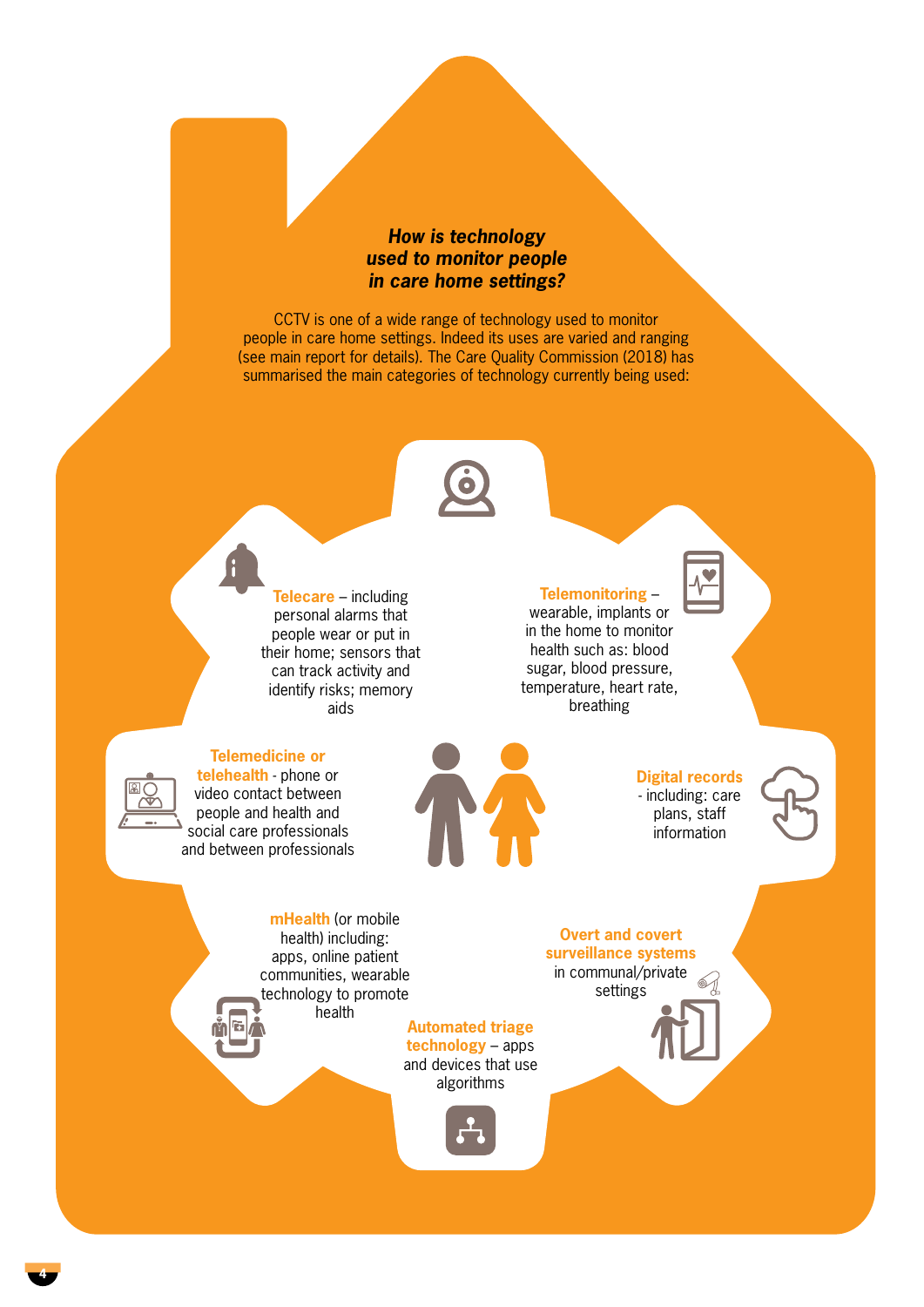### ***How is technology used to monitor people in care home settings?***

CCTV is one of a wide range of technology used to monitor people in care home settings. Indeed its uses are varied and ranging (see main report for details). The Care Quality Commission (2018) has summarised the main categories of technology currently being used:

**Telecare** – including personal alarms that people wear or put in their home; sensors that can track activity and identify risks; memory aids

**Telemonitoring** – wearable, implants or in the home to monitor health such as: blood sugar, blood pressure, temperature, heart rate, breathing

**Telemedicine or telehealth** - phone or video contact between people and health and social care professionals and between professionals

**Digital records** - including: care plans, staff information

**mHealth** (or mobile health) including: apps, online patient communities, wearable technology to promote health

**Overt and covert surveillance systems** in communal/private settings

**Automated triage technology** – apps and devices that use algorithms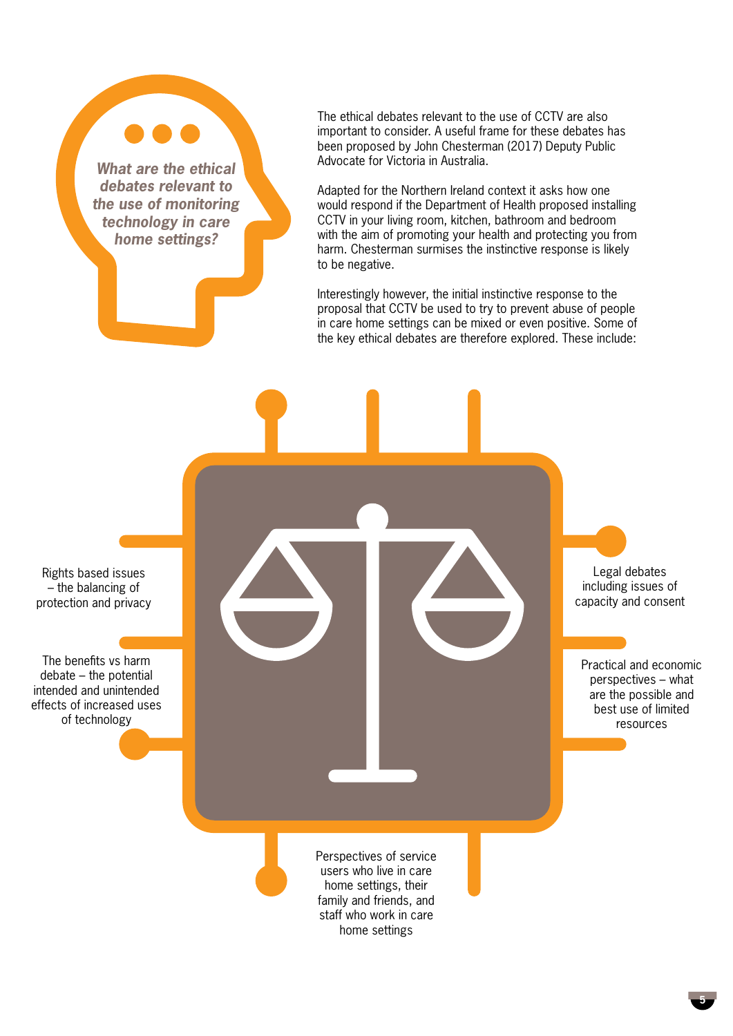***What are the ethical debates relevant to the use of monitoring technology in care home settings?***

The ethical debates relevant to the use of CCTV are also important to consider. A useful frame for these debates has been proposed by John Chesterman (2017) Deputy Public Advocate for Victoria in Australia.

Adapted for the Northern Ireland context it asks how one would respond if the Department of Health proposed installing CCTV in your living room, kitchen, bathroom and bedroom with the aim of promoting your health and protecting you from harm. Chesterman surmises the instinctive response is likely to be negative.

Interestingly however, the initial instinctive response to the proposal that CCTV be used to try to prevent abuse of people in care home settings can be mixed or even positive. Some of the key ethical debates are therefore explored. These include:

- Rights based issues – the balancing of protection and privacy
- The benefits vs harm debate – the potential intended and unintended effects of increased uses of technology
- Legal debates including issues of capacity and consent
- Practical and economic perspectives – what are the possible and best use of limited resources
- Perspectives of service users who live in care home settings, their family and friends, and staff who work in care home settings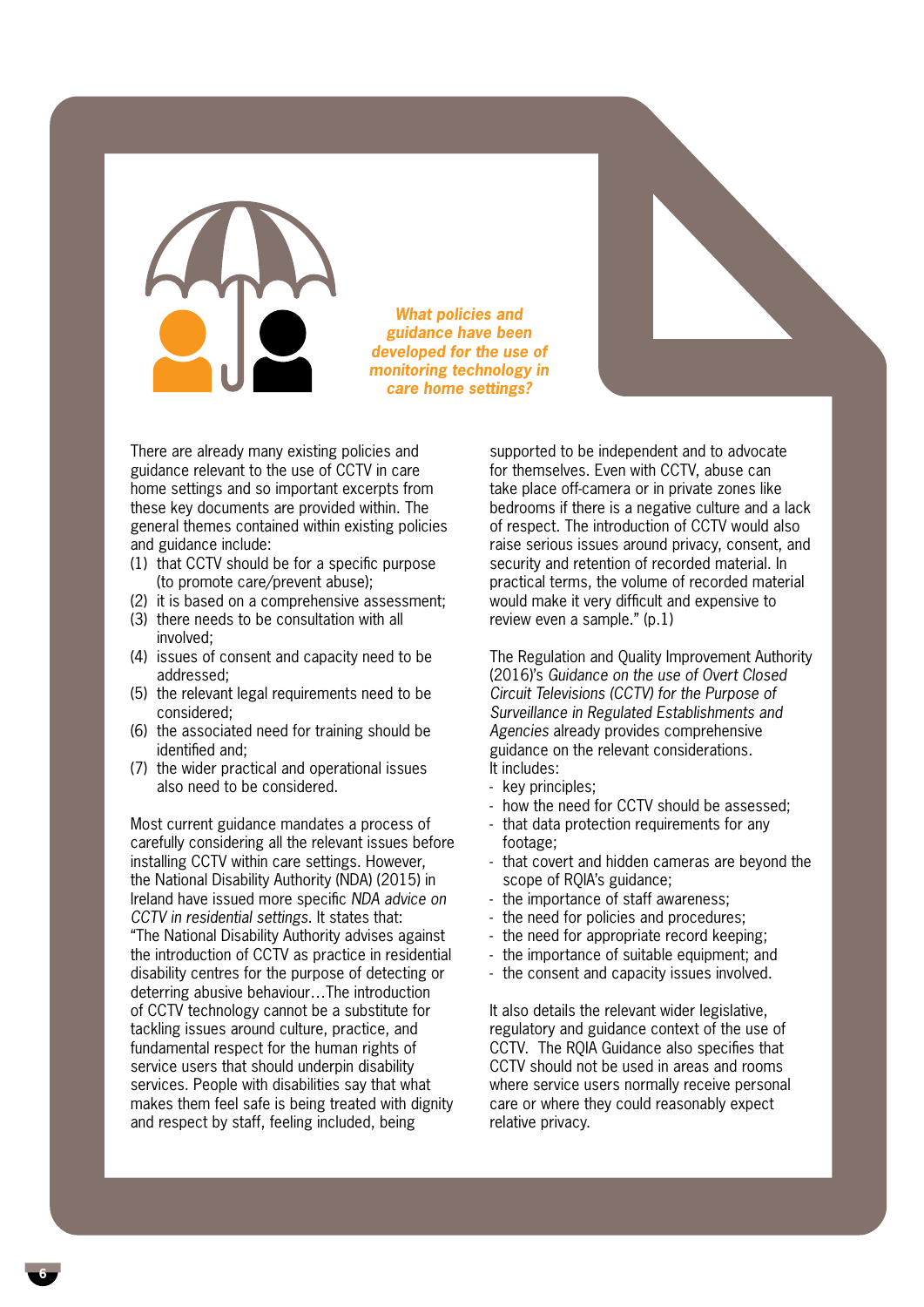### *What policies and guidance have been developed for the use of monitoring technology in care home settings?*

There are already many existing policies and guidance relevant to the use of CCTV in care home settings and so important excerpts from these key documents are provided within. The general themes contained within existing policies and guidance include:

(1) that CCTV should be for a specific purpose (to promote care/prevent abuse);
(2) it is based on a comprehensive assessment;
(3) there needs to be consultation with all involved;
(4) issues of consent and capacity need to be addressed;
(5) the relevant legal requirements need to be considered;
(6) the associated need for training should be identified and;
(7) the wider practical and operational issues also need to be considered.

Most current guidance mandates a process of carefully considering all the relevant issues before installing CCTV within care home settings. However, the National Disability Authority (NDA) (2015) in Ireland have issued more specific *NDA advice on CCTV in residential settings*. It states that: "The National Disability Authority advises against the introduction of CCTV as practice in residential disability centres for the purpose of detecting or deterring abusive behaviour…The introduction of CCTV technology cannot be a substitute for tackling issues around culture, practice, and fundamental respect for the human rights of service users that should underpin disability services. People with disabilities say that what makes them feel safe is being treated with dignity and respect by staff, feeling included, being supported to be independent and to advocate for themselves. Even with CCTV, abuse can take place off-camera or in private zones like bedrooms if there is a negative culture and a lack of respect. The introduction of CCTV would also raise serious issues around privacy, consent, and security and retention of recorded material. In practical terms, the volume of recorded material would make it very difficult and expensive to review even a sample." (p.1)

The Regulation and Quality Improvement Authority (2016)'s *Guidance on the use of Overt Closed Circuit Televisions (CCTV) for the Purpose of Surveillance in Regulated Establishments and Agencies* already provides comprehensive guidance on the relevant considerations. It includes:

- key principles;
- how the need for CCTV should be assessed;
- that data protection requirements for any footage;
- that covert and hidden cameras are beyond the scope of RQIA's guidance;
- the importance of staff awareness;
- the need for policies and procedures;
- the need for appropriate record keeping;
- the importance of suitable equipment; and
- the consent and capacity issues involved.

It also details the relevant wider legislative, regulatory and guidance context of the use of CCTV. The RQIA Guidance also specifies that CCTV should not be used in areas and rooms where service users normally receive personal care or where they could reasonably expect relative privacy.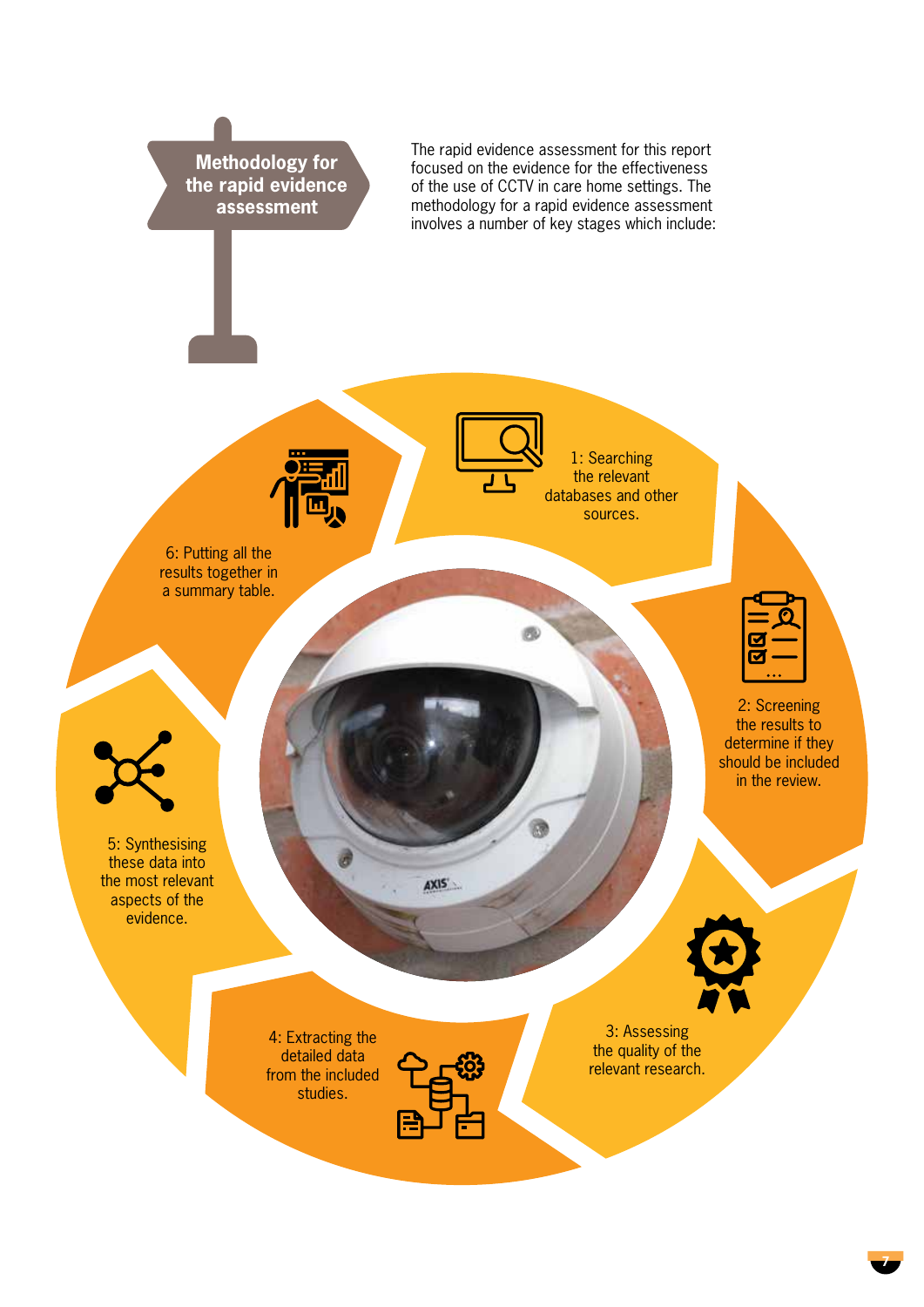## Methodology for the rapid evidence assessment

The rapid evidence assessment for this report focused on the evidence for the effectiveness of the use of CCTV in care home settings. The methodology for a rapid evidence assessment involves a number of key stages which include:

1: Searching the relevant databases and other sources.

2: Screening the results to determine if they should be included in the review.

3: Assessing the quality of the relevant research.

4: Extracting the detailed data from the included studies.

5: Synthesising these data into the most relevant aspects of the evidence.

6: Putting all the results together in a summary table.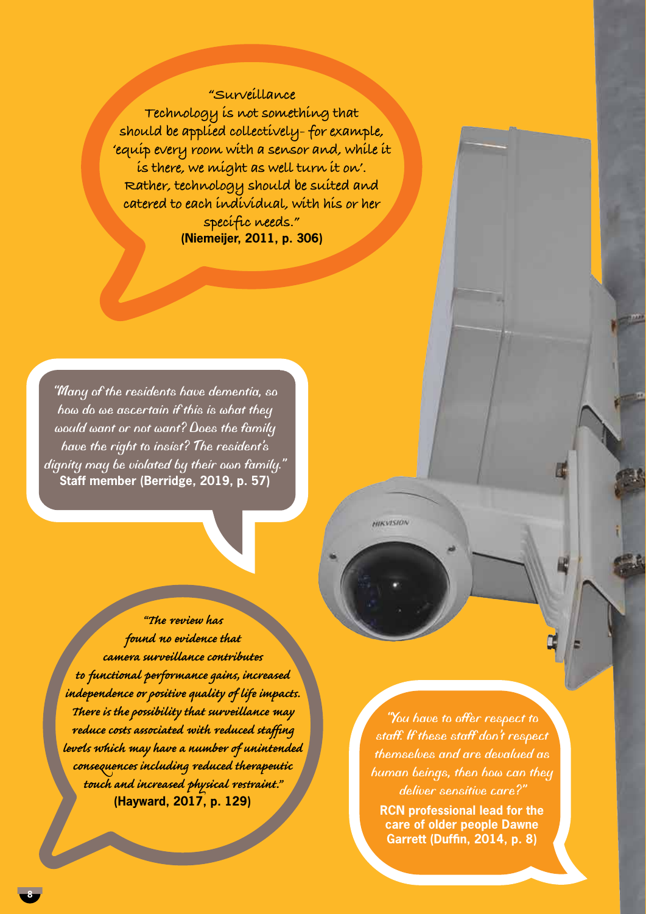"Surveillance Technology is not something that should be applied collectively- for example, 'equip every room with a sensor and, while it is there, we might as well turn it on'. Rather, technology should be suited and catered to each individual, with his or her specific needs."
**(Niemeijer, 2011, p. 306)**

*"Many of the residents have dementia, so how do we ascertain if this is what they would want or not want? Does the family have the right to insist? The resident's dignity may be violated by their own family."*
**Staff member (Berridge, 2019, p. 57)**

*"The review has found no evidence that camera surveillance contributes to functional performance gains, increased independence or positive quality of life impacts. There is the possibility that surveillance may reduce costs associated with reduced staffing levels which may have a number of unintended consequences including reduced therapeutic touch and increased physical restraint."*
**(Hayward, 2017, p. 129)**

*"You have to offer respect to staff. If these staff don't respect themselves and are devalued as human beings, then how can they deliver sensitive care?"*
**RCN professional lead for the care of older people Dawne Garrett (Duffin, 2014, p. 8)**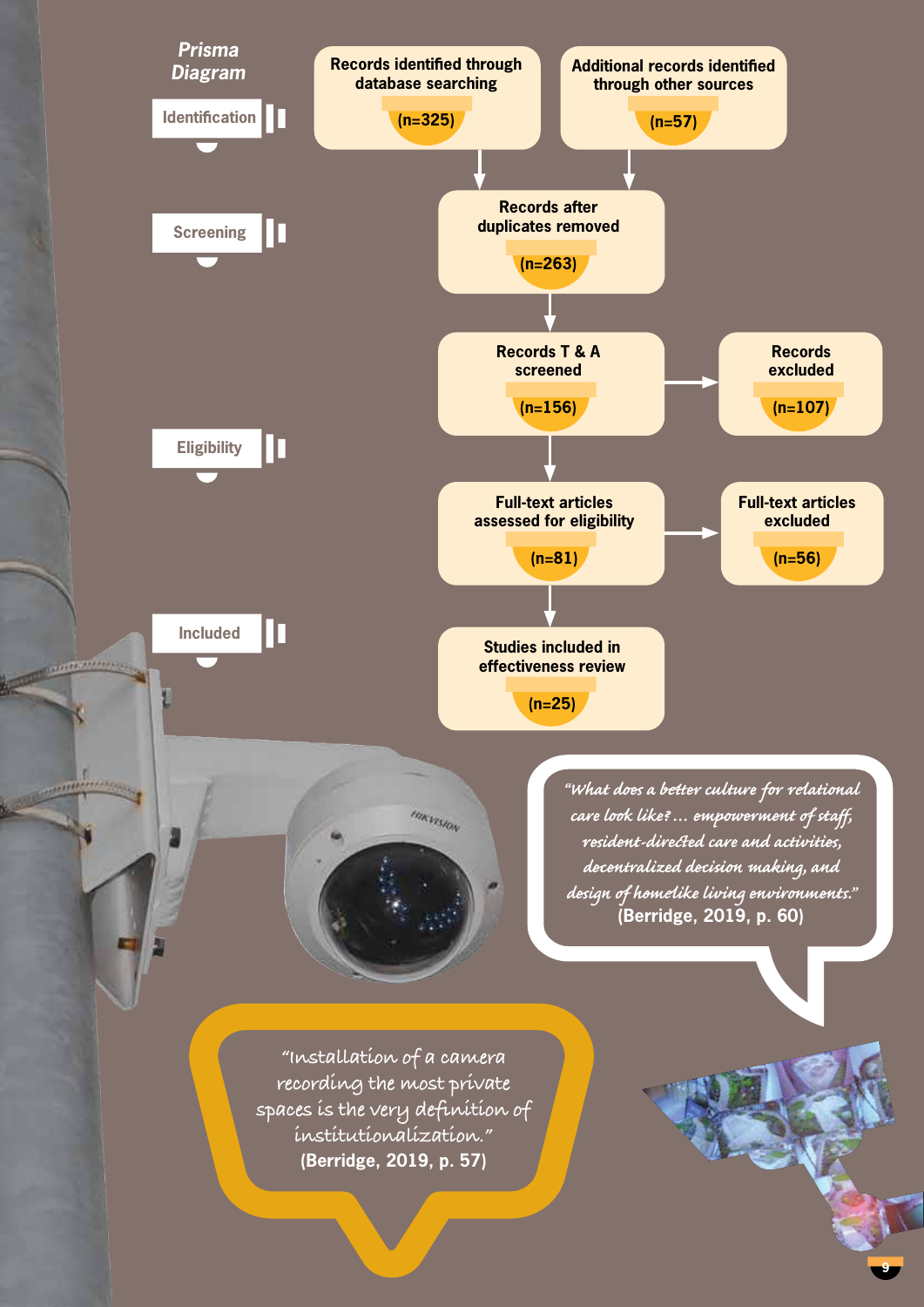## Prisma Diagram

**Identification**

- Records identified through database searching (n=325)
- Additional records identified through other sources (n=57)

**Screening**

- Records after duplicates removed (n=263)
- Records T & A screened (n=156) → Records excluded (n=107)

**Eligibility**

- Full-text articles assessed for eligibility (n=81) → Full-text articles excluded (n=56)

**Included**

- Studies included in effectiveness review (n=25)

*"What does a better culture for relational care look like? ... empowerment of staff, resident-directed care and activities, decentralized decision making, and design of homelike living environments."* **(Berridge, 2019, p. 60)**

*"Installation of a camera recording the most private spaces is the very definition of institutionalization."* **(Berridge, 2019, p. 57)**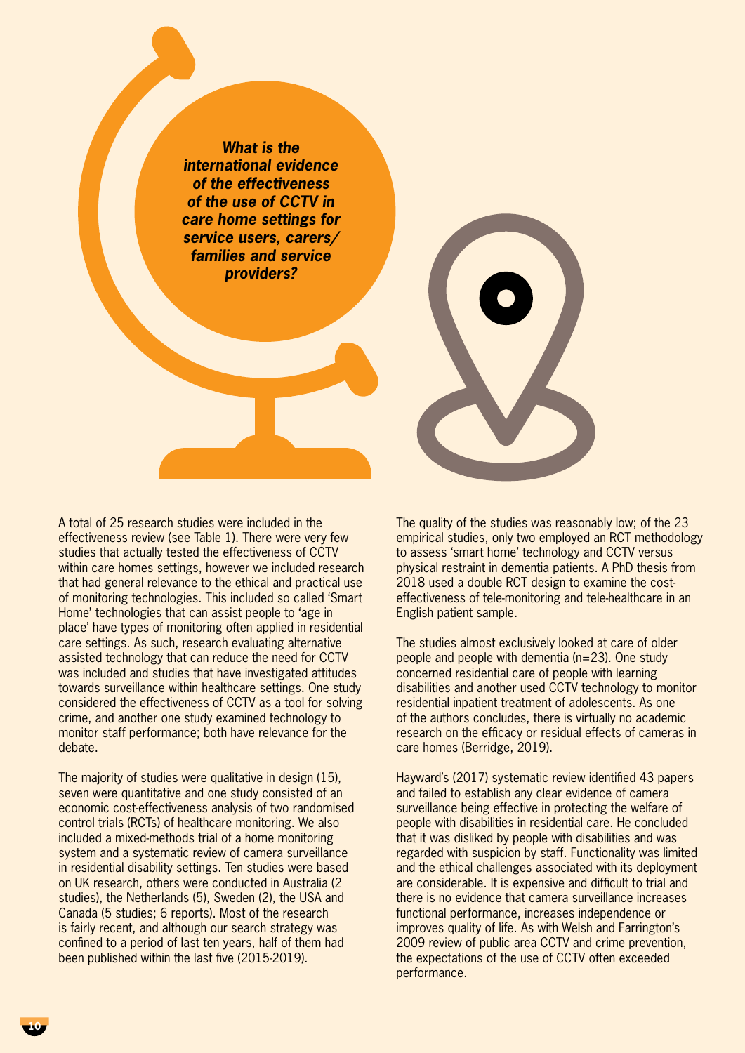## *What is the international evidence of the effectiveness of the use of CCTV in care home settings for service users, carers/ families and service providers?*

A total of 25 research studies were included in the effectiveness review (see Table 1). There were very few studies that actually tested the effectiveness of CCTV within care homes settings, however we included research that had general relevance to the ethical and practical use of monitoring technologies. This included so called 'Smart Home' technologies that can assist people to 'age in place' have types of monitoring often applied in residential care settings. As such, research evaluating alternative assisted technology that can reduce the need for CCTV was included and studies that have investigated attitudes towards surveillance within healthcare settings. One study considered the effectiveness of CCTV as a tool for solving crime, and another one study examined technology to monitor staff performance; both have relevance for the debate.

The majority of studies were qualitative in design (15), seven were quantitative and one study consisted of an economic cost-effectiveness analysis of two randomised control trials (RCTs) of healthcare monitoring. We also included a mixed-methods trial of a home monitoring system and a systematic review of camera surveillance in residential disability settings. Ten studies were based on UK research, others were conducted in Australia (2 studies), the Netherlands (5), Sweden (2), the USA and Canada (5 studies; 6 reports). Most of the research is fairly recent, and although our search strategy was confined to a period of last ten years, half of them had been published within the last five (2015-2019).

The quality of the studies was reasonably low; of the 23 empirical studies, only two employed an RCT methodology to assess 'smart home' technology and CCTV versus physical restraint in dementia patients. A PhD thesis from 2018 used a double RCT design to examine the cost-effectiveness of tele-monitoring and tele-healthcare in an English patient sample.

The studies almost exclusively looked at care of older people and people with dementia (n=23). One study concerned residential care of people with learning disabilities and another used CCTV technology to monitor residential inpatient treatment of adolescents. As one of the authors concludes, there is virtually no academic research on the efficacy or residual effects of cameras in care homes (Berridge, 2019).

Hayward's (2017) systematic review identified 43 papers and failed to establish any clear evidence of camera surveillance being effective in protecting the welfare of people with disabilities in residential care. He concluded that it was disliked by people with disabilities and was regarded with suspicion by staff. Functionality was limited and the ethical challenges associated with its deployment are considerable. It is expensive and difficult to trial and there is no evidence that camera surveillance increases functional performance, increases independence or improves quality of life. As with Welsh and Farrington's 2009 review of public area CCTV and crime prevention, the expectations of the use of CCTV often exceeded performance.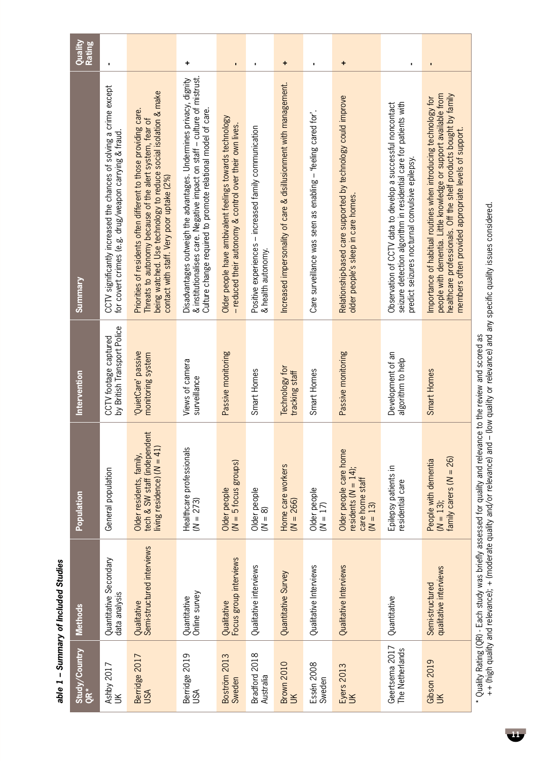***able 1 – Summary of Included Studies***

| Study/Country QR* | Methods | Population | Intervention | Summary | Quality Rating |
|---|---|---|---|---|---|
| Ashby 2017 UK | Quantitative Secondary data analysis | General population | CCTV footage captured by British Transport Police | CCTV significantly increased the chances of solving a crime except for covert crimes (e.g. drug/weapon carrying & fraud. | - |
| Berridge 2017 USA | Qualitative Semi-structured interviews | Older residents, family, tech & SW staff (independent living residence) (N = 41) | 'QuietCare' passive monitoring system | Priorities of residents often different to those providing care. Threats to autonomy because of the alert system, fear of being watched. Use technology to reduce social isolation & make contact with staff. Very poor uptake (2%) | |
| Berridge 2019 USA | Quantitative Online survey | Healthcare professionals (N = 273) | Views of camera surveillance | Disadvantages outweigh the advantages. Undermines privacy, dignity & institutionalises care. Negative impact on staff – culture of mistrust. Culture change required to promote relational model of care. | + |
| Boström 2013 Sweden | Qualitative Focus group interviews | Older people (N = 5 focus groups) | Passive monitoring | Older people have ambivalent feelings towards technology – reduced their autonomy & control over their own lives. | - |
| Bradford 2018 Australia | Qualitative interviews | Older people (N = 8) | Smart Homes | Positive experiences – increased family communication & health autonomy. | - |
| Brown 2010 UK | Quantitative Survey | Home care workers (N = 266) | Technology for tracking staff | Increased impersonality of care & disillusionment with management. | + |
| Essén 2008 Sweden | Qualitative Interviews | Older people (N = 17) | Smart Homes | Care surveillance was seen as enabling – 'feeling cared for'. | - |
| Eyers 2013 UK | Qualitative Interviews | Older people care home residents (N = 14); care home staff (N = 13) | Passive monitoring | Relationship-based care supported by technology could improve older people's sleep in care homes. | + |
| Geertsema 2017 The Netherlands | Quantitative | Epilepsy patients in residential care | Development of an algorithm to help | Observation of CCTV data to develop a successful noncontact seizure detection algorithm in residential care for patients with predict seizures nocturnal convulsive epilepsy. | - |
| Gibson 2019 UK | Semi-structured qualitative interviews | People with dementia (N = 13); family carers (N = 26) | Smart Homes | Importance of habitual routines when introducing technology for people with dementia. Little knowledge or support available from healthcare professionals. Off the shelf products bought by family members often provided appropriate levels of support. | - |

\* Quality Rating (QR) - Each study was briefly assessed for quality and relevance to the review and scored as ++ (high quality and relevance); + (moderate quality and/or relevance) and – (low quality or relevance) and any specific quality issues considered.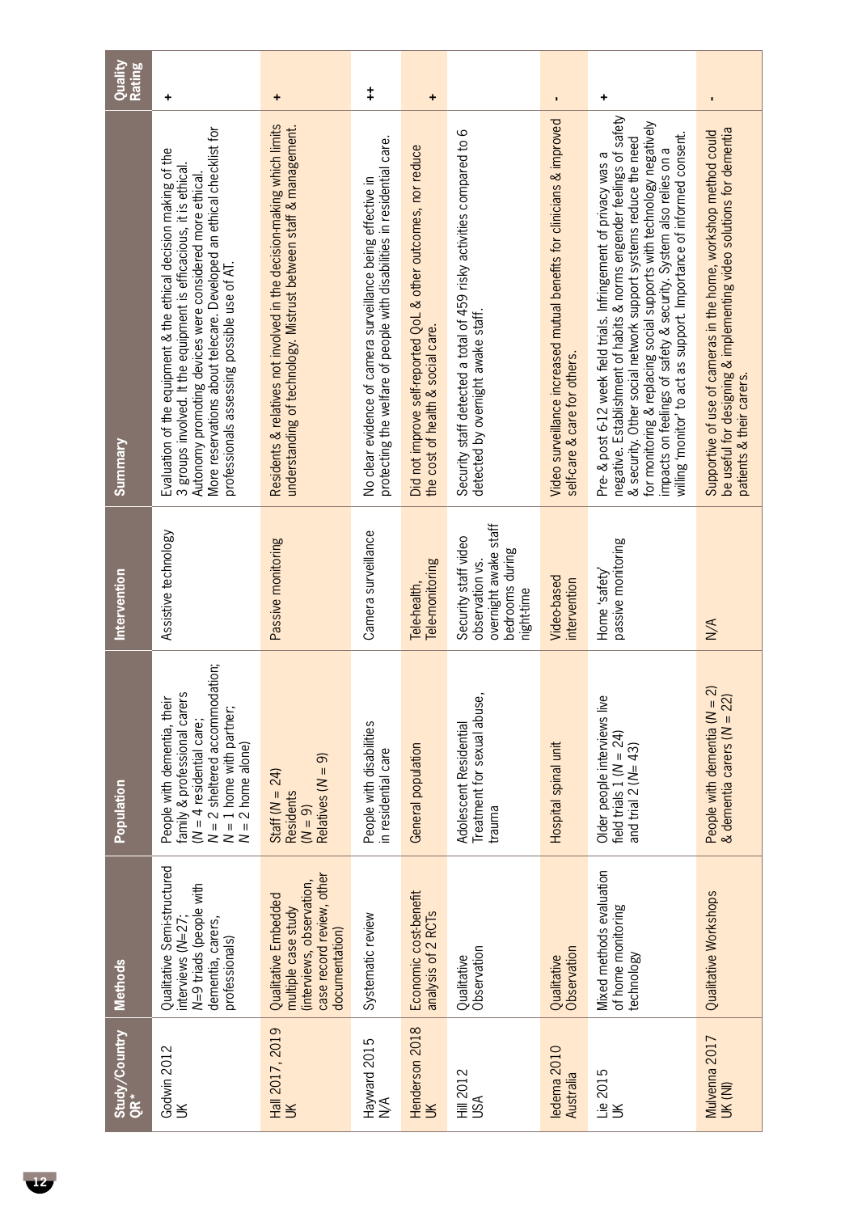| Study/Country QR* | Methods | Population | Intervention | Summary | Quality Rating |
|---|---|---|---|---|---|
| Godwin 2012 UK | Qualitative Semi-structured interviews (N=27; N=9 triads (people with dementia, carers, professionals) | People with dementia, their family & professional carers (N = 4 residential care; N = 2 sheltered accommodation; N = 1 home with partner; N = 2 home alone) | Assistive technology | Evaluation of the equipment & the ethical decision making of the 3 groups involved. It the equipment is efficacious, it is ethical. Autonomy promoting devices were considered more ethical. More reservations about telecare. Developed an ethical checklist for professionals assessing possible use of AT. | + |
| Hall 2017, 2019 UK | Qualitative Embedded multiple case study (interviews, observation, case record review, other documentation) | Staff (N = 24) Residents (N = 9) Relatives (N = 9) | Passive monitoring | Residents & relatives not involved in the decision-making which limits understanding of technology. Mistrust between staff & management. | + |
| Hayward 2015 N/A | Systematic review | People with disabilities in residential care | Camera surveillance | No clear evidence of camera surveillance being effective in protecting the welfare of people with disabilities in residential care. | ++ |
| Henderson 2018 UK | Economic cost-benefit analysis of 2 RCTs | General population | Tele-health, Tele-monitoring | Did not improve self-reported QoL & other outcomes, nor reduce the cost of health & social care. | + |
| Hill 2012 USA | Qualitative Observation | Adolescent Residential Treatment for sexual abuse, trauma | Security staff video observation vs. overnight awake staff bedrooms during night-time | Security staff detected a total of 459 risky activities compared to 6 detected by overnight awake staff. | |
| Iedema 2010 Australia | Qualitative Observation | Hospital spinal unit | Video-based intervention | Video surveillance increased mutual benefits for clinicians & improved self-care & care for others. | - |
| Lie 2015 UK | Mixed methods evaluation of home monitoring technology | Older people interviews live field trials 1 (N = 24) and trial 2 (N= 43) | Home 'safety' passive monitoring | Pre- & post 6-12 week field trials. Infringement of privacy was a negative. Establishment of habits & norms engender feelings of safety & security. Other social network support systems reduce the need for monitoring & replacing social supports with technology negatively impacts on feelings of safety & security. System also relies on a willing 'monitor' to act as support. Importance of informed consent. | + |
| Mulvenna 2017 UK (NI) | Qualitative Workshops | People with dementia (N = 2) & dementia carers (N = 22) | N/A | Supportive of use of cameras in the home, workshop method could be useful for designing & implementing video solutions for dementia patients & their carers. | - |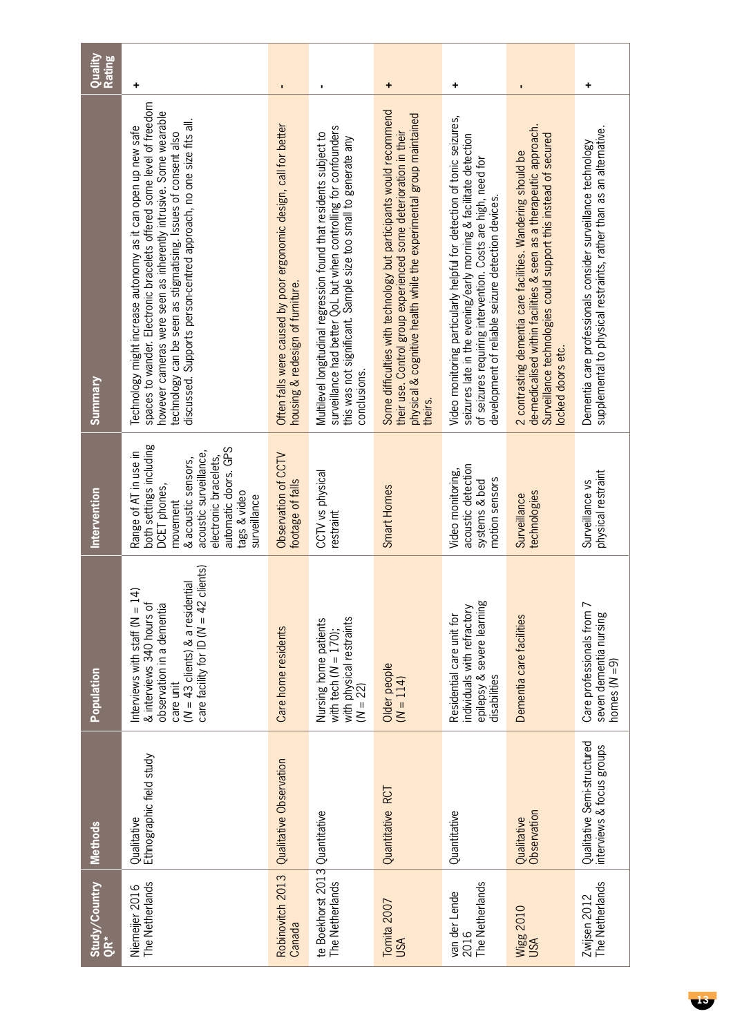| Study/Country QR* | Methods | Population | Intervention | Summary | Quality Rating |
|---|---|---|---|---|---|
| Niemeijer 2016 The Netherlands | Qualitative Ethnographic field study | Interviews with staff (N = 14) & interviews 340 hours of observation in a dementia care unit (N = 43 clients) & a residential care facility for ID (N = 42 clients) | Range of AT in use in both settings including DCET phones, movement & acoustic sensors, acoustic surveillance, electronic bracelets, automatic doors. GPS tags & video surveillance | Technology might increase autonomy as it can open up new safe spaces to wander. Electronic bracelets offered some level of freedom however cameras were seen as inherently intrusive. Some wearable technology can be seen as stigmatising. Issues of consent also discussed. Supports person-centred approach, no one size fits all. | + |
| Robinovitch 2013 Canada | Qualitative Observation | Care home residents | Observation of CCTV footage of falls | Often falls were caused by poor ergonomic design, call for better housing & redesign of furniture. | - |
| te Boekhorst 2013 The Netherlands | Quantitative | Nursing home patients with tech (N = 170); with physical restraints (N = 22) | CCTV vs physical restraint | Multilevel longitudinal regression found that residents subject to surveillance had better QoL but when controlling for confounders this was not significant. Sample size too small to generate any conclusions. | - |
| Tomita 2007 USA | Quantitative RCT | Older people (N = 114) | Smart Homes | Some difficulties with technology but participants would recommend their use. Control group experienced some deterioration in their physical & cognitive health while the experimental group maintained theirs. | + |
| van der Lende 2016 The Netherlands | Quantitative | Residential care unit for individuals with refractory epilepsy & severe learning disabilities | Video monitoring, acoustic detection systems & bed motion sensors | Video monitoring particularly helpful for detection of tonic seizures, seizures late in the evening/early morning & facilitate detection of seizures requiring intervention. Costs are high, need for development of reliable seizure detection devices. | + |
| Wigg 2010 USA | Qualitative Observation | Dementia care facilities | Surveillance technologies | 2 contrasting dementia care facilities. Wandering should be de-medicalised within facilities & seen as a therapeutic approach. Surveillance technologies could support this instead of secured locked doors etc. | - |
| Zwijsen 2012 The Netherlands | Qualitative Semi-structured interviews & focus groups | Care professionals from 7 seven dementia nursing homes (N =9) | Surveillance vs physical restraint | Dementia care professionals consider surveillance technology supplemental to physical restraints, rather than as an alternative. | + |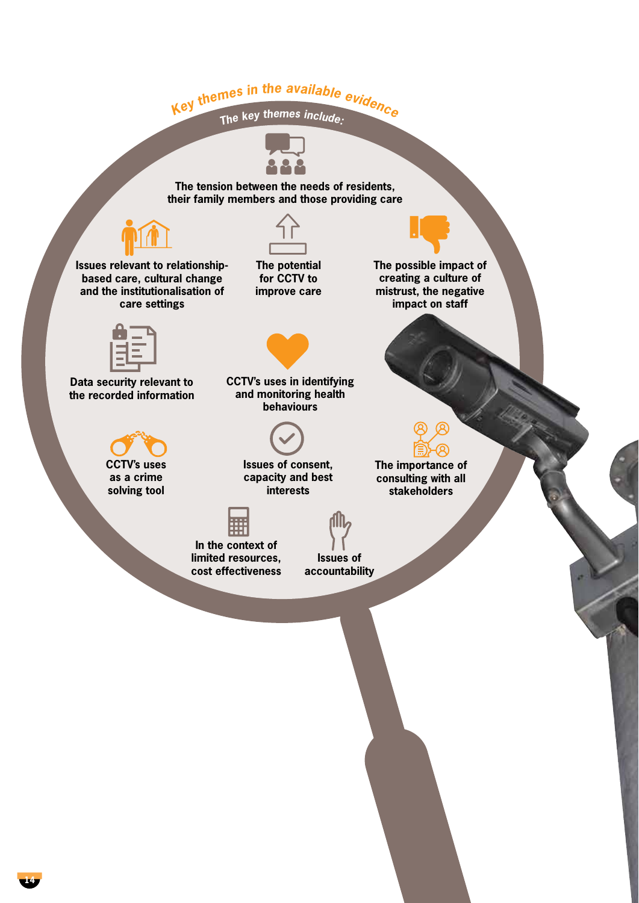## Key themes in the available evidence

The key themes include:

- The tension between the needs of residents, their family members and those providing care
- Issues relevant to relationship-based care, cultural change and the institutionalisation of care settings
- The potential for CCTV to improve care
- The possible impact of creating a culture of mistrust, the negative impact on staff
- Data security relevant to the recorded information
- CCTV's uses in identifying and monitoring health behaviours
- CCTV's uses as a crime solving tool
- Issues of consent, capacity and best interests
- The importance of consulting with all stakeholders
- In the context of limited resources, cost effectiveness
- Issues of accountability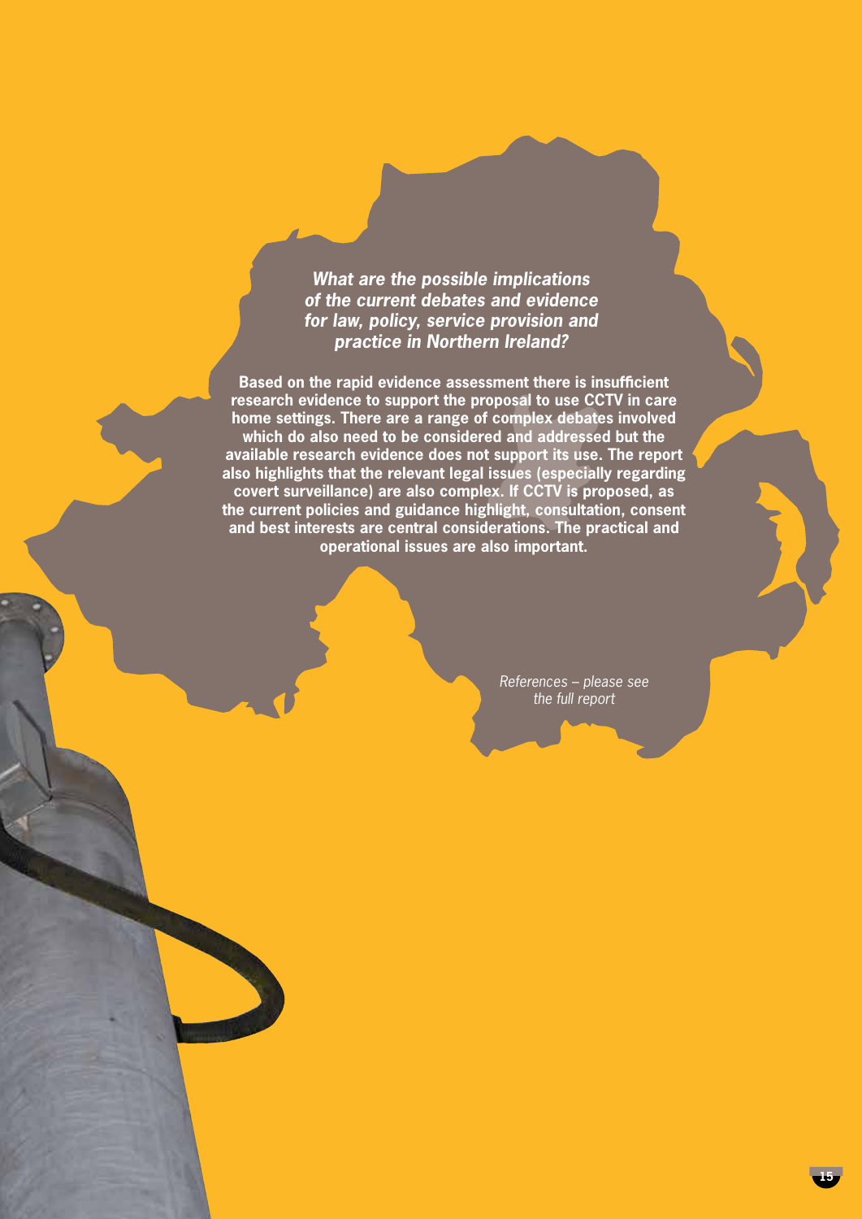***What are the possible implications of the current debates and evidence for law, policy, service provision and practice in Northern Ireland?***

**Based on the rapid evidence assessment there is insufficient research evidence to support the proposal to use CCTV in care home settings. There are a range of complex debates involved which do also need to be considered and addressed but the available research evidence does not support its use. The report also highlights that the relevant legal issues (especially regarding covert surveillance) are also complex. If CCTV is proposed, as the current policies and guidance highlight, consultation, consent and best interests are central considerations. The practical and operational issues are also important.**

*References – please see the full report*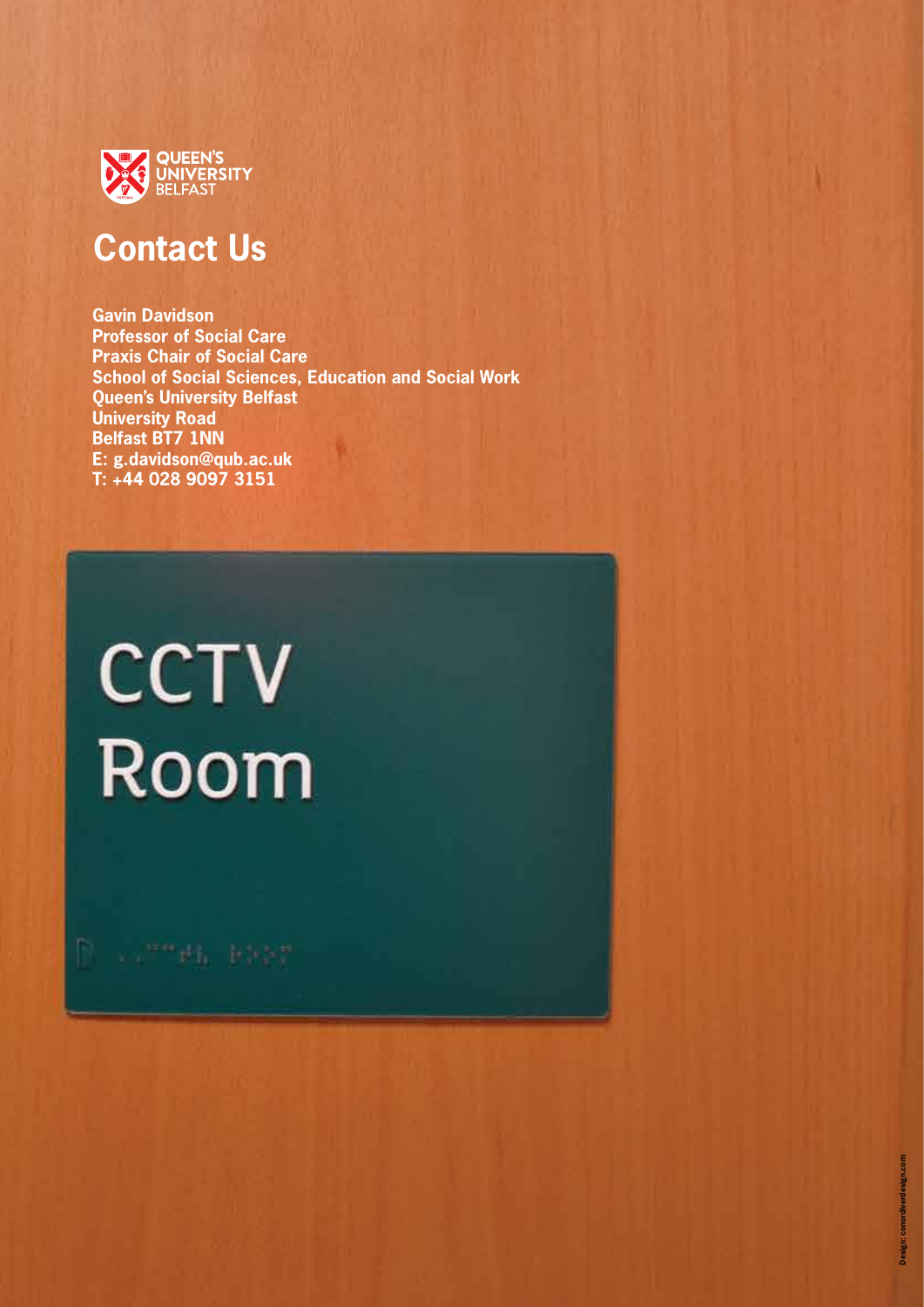## Contact Us

**Gavin Davidson**
**Professor of Social Care**
**Praxis Chair of Social Care**
**School of Social Sciences, Education and Social Work**
**Queen's University Belfast**
**University Road**
**Belfast BT7 1NN**
**E: g.davidson@qub.ac.uk**
**T: +44 028 9097 3151**

CCTV
Room

Design: conordiverdesign.com